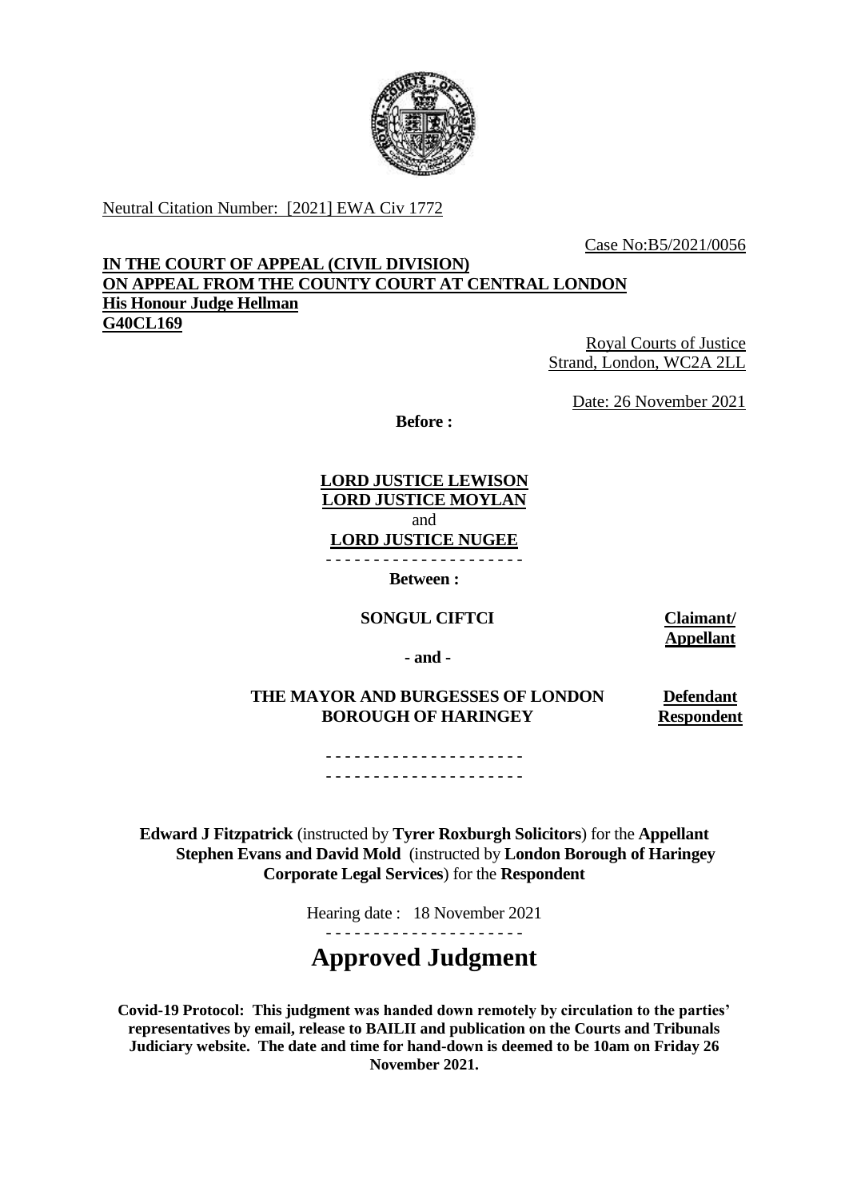Neutral Citation Number: [2021] EWA Civ 1772

Case No:B5/2021/0056

**IN THE COURT OF APPEAL (CIVIL DIVISION)**
**ON APPEAL FROM THE COUNTY COURT AT CENTRAL LONDON**
**His Honour Judge Hellman**
**G40CL169**

Royal Courts of Justice
Strand, London, WC2A 2LL

Date: 26 November 2021

**Before :**

**LORD JUSTICE LEWISON**
**LORD JUSTICE MOYLAN**
and
**LORD JUSTICE NUGEE**

- - - - - - - - - - - - - - - - - - - - -

**Between :**

| | |
|---|---|
| **SONGUL CIFTCI** | **Claimant/ Appellant** |
| **- and -** | |
| **THE MAYOR AND BURGESSES OF LONDON BOROUGH OF HARINGEY** | **Defendant Respondent** |

- - - - - - - - - - - - - - - - - - - - -
- - - - - - - - - - - - - - - - - - - - -

**Edward J Fitzpatrick** (instructed by **Tyrer Roxburgh Solicitors**) for the **Appellant**
**Stephen Evans and David Mold** (instructed by **London Borough of Haringey Corporate Legal Services**) for the **Respondent**

Hearing date : 18 November 2021

- - - - - - - - - - - - - - - - - - - - -

# Approved Judgment

**Covid-19 Protocol: This judgment was handed down remotely by circulation to the parties' representatives by email, release to BAILII and publication on the Courts and Tribunals Judiciary website. The date and time for hand-down is deemed to be 10am on Friday 26 November 2021.**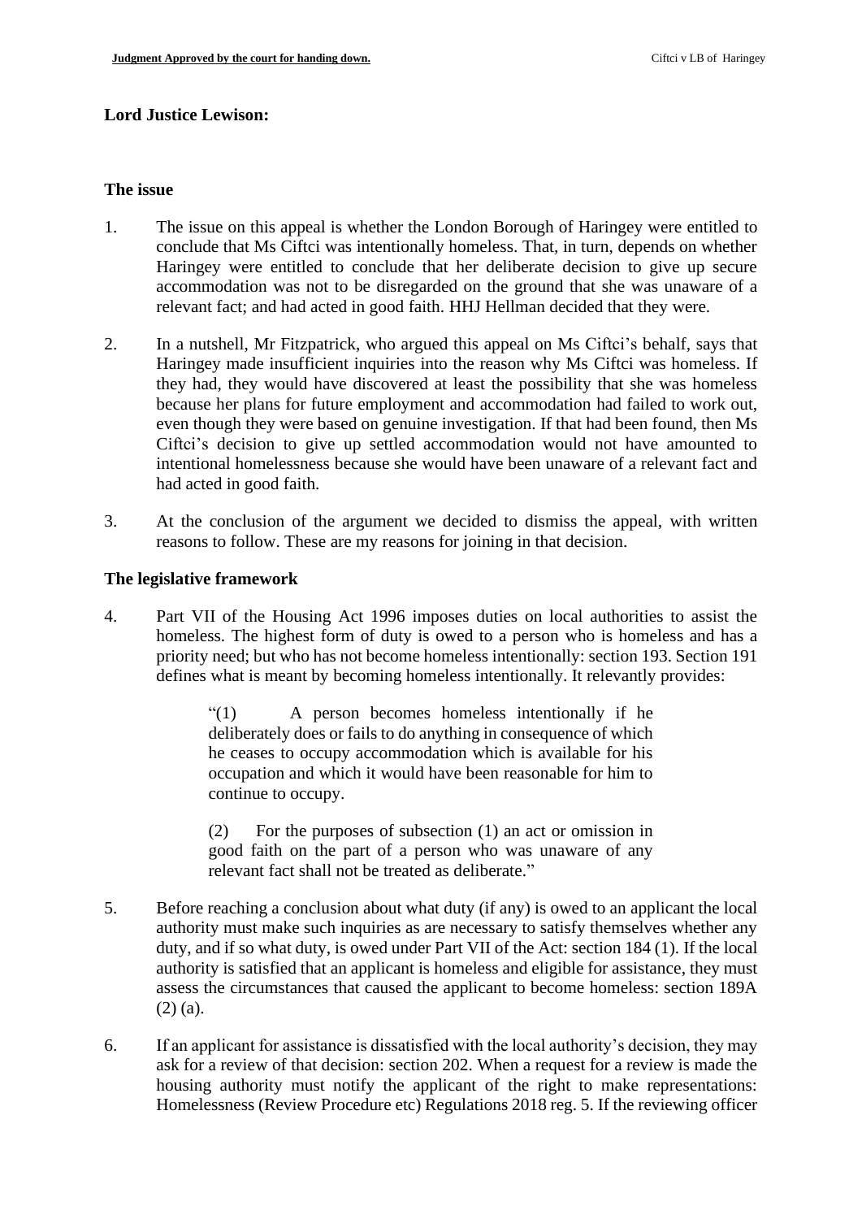**Lord Justice Lewison:**

**The issue**

1. The issue on this appeal is whether the London Borough of Haringey were entitled to conclude that Ms Ciftci was intentionally homeless. That, in turn, depends on whether Haringey were entitled to conclude that her deliberate decision to give up secure accommodation was not to be disregarded on the ground that she was unaware of a relevant fact; and had acted in good faith. HHJ Hellman decided that they were.

2. In a nutshell, Mr Fitzpatrick, who argued this appeal on Ms Ciftci's behalf, says that Haringey made insufficient inquiries into the reason why Ms Ciftci was homeless. If they had, they would have discovered at least the possibility that she was homeless because her plans for future employment and accommodation had failed to work out, even though they were based on genuine investigation. If that had been found, then Ms Ciftci's decision to give up settled accommodation would not have amounted to intentional homelessness because she would have been unaware of a relevant fact and had acted in good faith.

3. At the conclusion of the argument we decided to dismiss the appeal, with written reasons to follow. These are my reasons for joining in that decision.

**The legislative framework**

4. Part VII of the Housing Act 1996 imposes duties on local authorities to assist the homeless. The highest form of duty is owed to a person who is homeless and has a priority need; but who has not become homeless intentionally: section 193. Section 191 defines what is meant by becoming homeless intentionally. It relevantly provides:

> "(1) A person becomes homeless intentionally if he deliberately does or fails to do anything in consequence of which he ceases to occupy accommodation which is available for his occupation and which it would have been reasonable for him to continue to occupy.
>
> (2) For the purposes of subsection (1) an act or omission in good faith on the part of a person who was unaware of any relevant fact shall not be treated as deliberate."

5. Before reaching a conclusion about what duty (if any) is owed to an applicant the local authority must make such inquiries as are necessary to satisfy themselves whether any duty, and if so what duty, is owed under Part VII of the Act: section 184 (1). If the local authority is satisfied that an applicant is homeless and eligible for assistance, they must assess the circumstances that caused the applicant to become homeless: section 189A (2) (a).

6. If an applicant for assistance is dissatisfied with the local authority's decision, they may ask for a review of that decision: section 202. When a request for a review is made the housing authority must notify the applicant of the right to make representations: Homelessness (Review Procedure etc) Regulations 2018 reg. 5. If the reviewing officer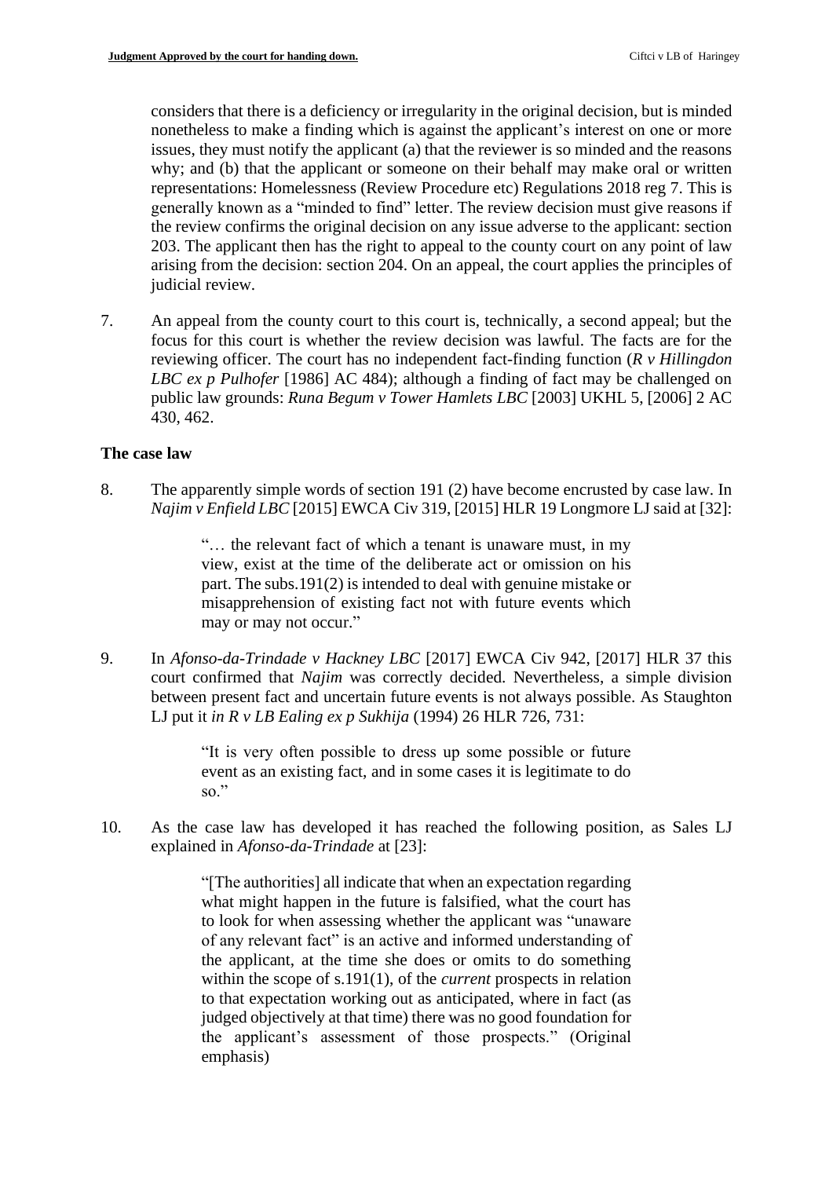considers that there is a deficiency or irregularity in the original decision, but is minded nonetheless to make a finding which is against the applicant's interest on one or more issues, they must notify the applicant (a) that the reviewer is so minded and the reasons why; and (b) that the applicant or someone on their behalf may make oral or written representations: Homelessness (Review Procedure etc) Regulations 2018 reg 7. This is generally known as a "minded to find" letter. The review decision must give reasons if the review confirms the original decision on any issue adverse to the applicant: section 203. The applicant then has the right to appeal to the county court on any point of law arising from the decision: section 204. On an appeal, the court applies the principles of judicial review.

7. An appeal from the county court to this court is, technically, a second appeal; but the focus for this court is whether the review decision was lawful. The facts are for the reviewing officer. The court has no independent fact-finding function (*R v Hillingdon LBC ex p Pulhofer* [1986] AC 484); although a finding of fact may be challenged on public law grounds: *Runa Begum v Tower Hamlets LBC* [2003] UKHL 5, [2006] 2 AC 430, 462.

## The case law

8. The apparently simple words of section 191 (2) have become encrusted by case law. In *Najim v Enfield LBC* [2015] EWCA Civ 319, [2015] HLR 19 Longmore LJ said at [32]:

> "… the relevant fact of which a tenant is unaware must, in my view, exist at the time of the deliberate act or omission on his part. The subs.191(2) is intended to deal with genuine mistake or misapprehension of existing fact not with future events which may or may not occur."

9. In *Afonso-da-Trindade v Hackney LBC* [2017] EWCA Civ 942, [2017] HLR 37 this court confirmed that *Najim* was correctly decided. Nevertheless, a simple division between present fact and uncertain future events is not always possible. As Staughton LJ put it *in R v LB Ealing ex p Sukhija* (1994) 26 HLR 726, 731:

> "It is very often possible to dress up some possible or future event as an existing fact, and in some cases it is legitimate to do so."

10. As the case law has developed it has reached the following position, as Sales LJ explained in *Afonso-da-Trindade* at [23]:

> "[The authorities] all indicate that when an expectation regarding what might happen in the future is falsified, what the court has to look for when assessing whether the applicant was "unaware of any relevant fact" is an active and informed understanding of the applicant, at the time she does or omits to do something within the scope of s.191(1), of the *current* prospects in relation to that expectation working out as anticipated, where in fact (as judged objectively at that time) there was no good foundation for the applicant's assessment of those prospects." (Original emphasis)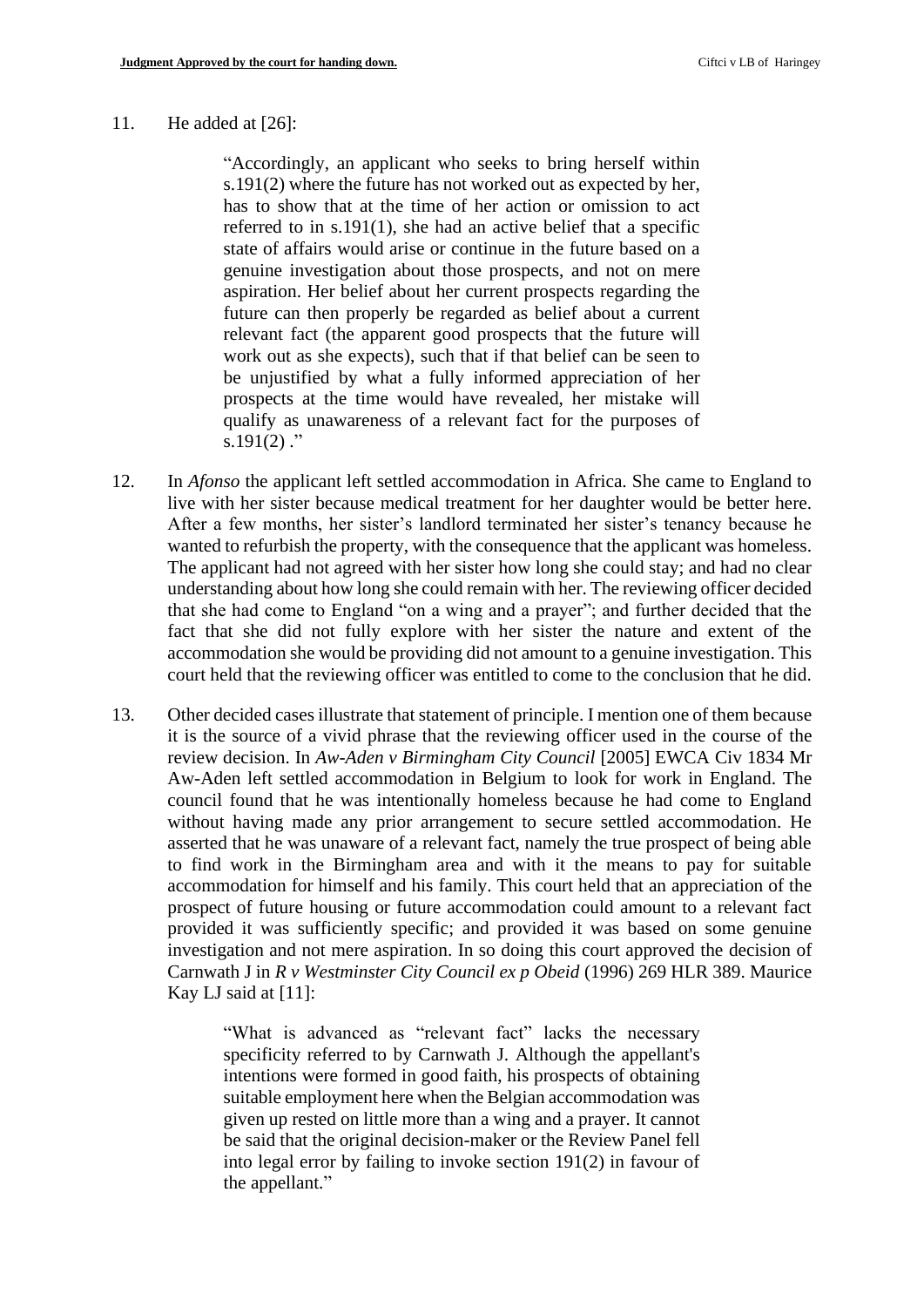11. He added at [26]:

> "Accordingly, an applicant who seeks to bring herself within s.191(2) where the future has not worked out as expected by her, has to show that at the time of her action or omission to act referred to in s.191(1), she had an active belief that a specific state of affairs would arise or continue in the future based on a genuine investigation about those prospects, and not on mere aspiration. Her belief about her current prospects regarding the future can then properly be regarded as belief about a current relevant fact (the apparent good prospects that the future will work out as she expects), such that if that belief can be seen to be unjustified by what a fully informed appreciation of her prospects at the time would have revealed, her mistake will qualify as unawareness of a relevant fact for the purposes of s.191(2) ."

12. In *Afonso* the applicant left settled accommodation in Africa. She came to England to live with her sister because medical treatment for her daughter would be better here. After a few months, her sister's landlord terminated her sister's tenancy because he wanted to refurbish the property, with the consequence that the applicant was homeless. The applicant had not agreed with her sister how long she could stay; and had no clear understanding about how long she could remain with her. The reviewing officer decided that she had come to England "on a wing and a prayer"; and further decided that the fact that she did not fully explore with her sister the nature and extent of the accommodation she would be providing did not amount to a genuine investigation. This court held that the reviewing officer was entitled to come to the conclusion that he did.

13. Other decided cases illustrate that statement of principle. I mention one of them because it is the source of a vivid phrase that the reviewing officer used in the course of the review decision. In *Aw-Aden v Birmingham City Council* [2005] EWCA Civ 1834 Mr Aw-Aden left settled accommodation in Belgium to look for work in England. The council found that he was intentionally homeless because he had come to England without having made any prior arrangement to secure settled accommodation. He asserted that he was unaware of a relevant fact, namely the true prospect of being able to find work in the Birmingham area and with it the means to pay for suitable accommodation for himself and his family. This court held that an appreciation of the prospect of future housing or future accommodation could amount to a relevant fact provided it was sufficiently specific; and provided it was based on some genuine investigation and not mere aspiration. In so doing this court approved the decision of Carnwath J in *R v Westminster City Council ex p Obeid* (1996) 269 HLR 389. Maurice Kay LJ said at [11]:

> "What is advanced as "relevant fact" lacks the necessary specificity referred to by Carnwath J. Although the appellant's intentions were formed in good faith, his prospects of obtaining suitable employment here when the Belgian accommodation was given up rested on little more than a wing and a prayer. It cannot be said that the original decision-maker or the Review Panel fell into legal error by failing to invoke section 191(2) in favour of the appellant."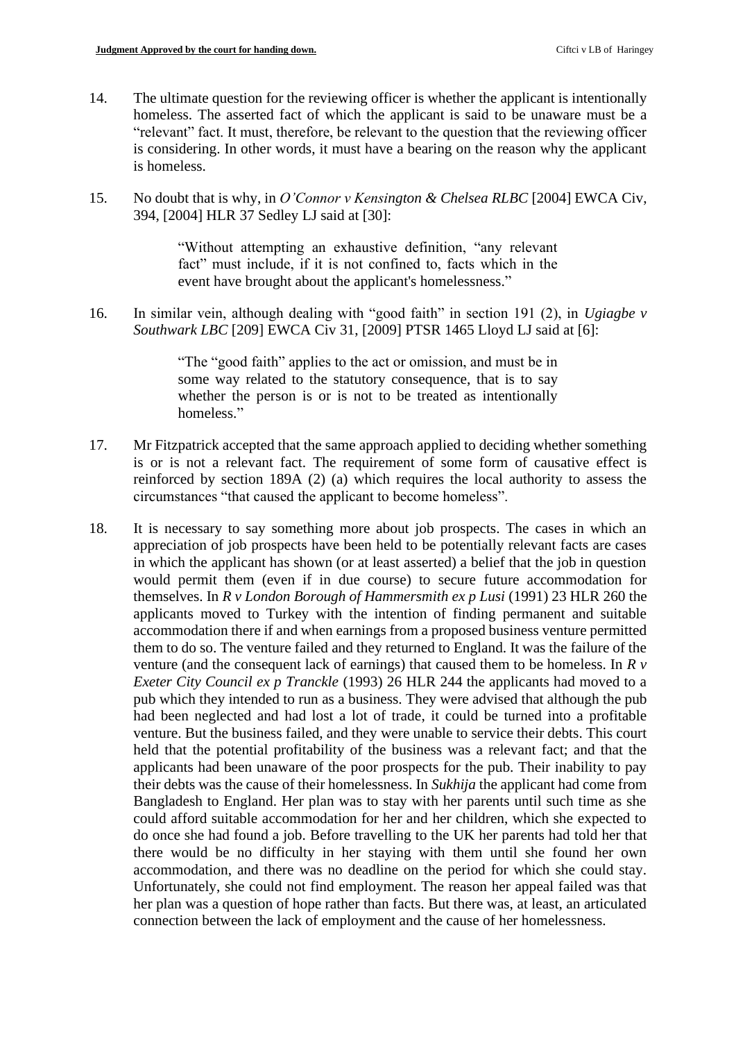14. The ultimate question for the reviewing officer is whether the applicant is intentionally homeless. The asserted fact of which the applicant is said to be unaware must be a "relevant" fact. It must, therefore, be relevant to the question that the reviewing officer is considering. In other words, it must have a bearing on the reason why the applicant is homeless.

15. No doubt that is why, in *O'Connor v Kensington & Chelsea RLBC* [2004] EWCA Civ, 394, [2004] HLR 37 Sedley LJ said at [30]:

> "Without attempting an exhaustive definition, "any relevant fact" must include, if it is not confined to, facts which in the event have brought about the applicant's homelessness."

16. In similar vein, although dealing with "good faith" in section 191 (2), in *Ugiagbe v Southwark LBC* [209] EWCA Civ 31, [2009] PTSR 1465 Lloyd LJ said at [6]:

> "The "good faith" applies to the act or omission, and must be in some way related to the statutory consequence, that is to say whether the person is or is not to be treated as intentionally homeless."

17. Mr Fitzpatrick accepted that the same approach applied to deciding whether something is or is not a relevant fact. The requirement of some form of causative effect is reinforced by section 189A (2) (a) which requires the local authority to assess the circumstances "that caused the applicant to become homeless".

18. It is necessary to say something more about job prospects. The cases in which an appreciation of job prospects have been held to be potentially relevant facts are cases in which the applicant has shown (or at least asserted) a belief that the job in question would permit them (even if in due course) to secure future accommodation for themselves. In *R v London Borough of Hammersmith ex p Lusi* (1991) 23 HLR 260 the applicants moved to Turkey with the intention of finding permanent and suitable accommodation there if and when earnings from a proposed business venture permitted them to do so. The venture failed and they returned to England. It was the failure of the venture (and the consequent lack of earnings) that caused them to be homeless. In *R v Exeter City Council ex p Tranckle* (1993) 26 HLR 244 the applicants had moved to a pub which they intended to run as a business. They were advised that although the pub had been neglected and had lost a lot of trade, it could be turned into a profitable venture. But the business failed, and they were unable to service their debts. This court held that the potential profitability of the business was a relevant fact; and that the applicants had been unaware of the poor prospects for the pub. Their inability to pay their debts was the cause of their homelessness. In *Sukhija* the applicant had come from Bangladesh to England. Her plan was to stay with her parents until such time as she could afford suitable accommodation for her and her children, which she expected to do once she had found a job. Before travelling to the UK her parents had told her that there would be no difficulty in her staying with them until she found her own accommodation, and there was no deadline on the period for which she could stay. Unfortunately, she could not find employment. The reason her appeal failed was that her plan was a question of hope rather than facts. But there was, at least, an articulated connection between the lack of employment and the cause of her homelessness.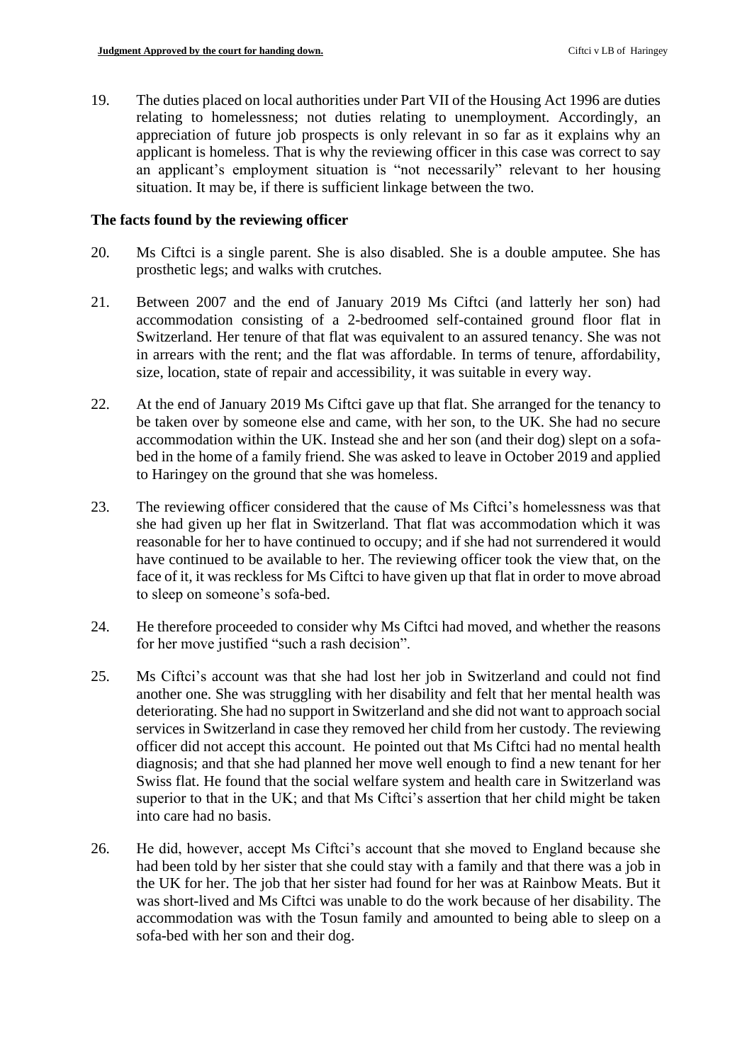19. The duties placed on local authorities under Part VII of the Housing Act 1996 are duties relating to homelessness; not duties relating to unemployment. Accordingly, an appreciation of future job prospects is only relevant in so far as it explains why an applicant is homeless. That is why the reviewing officer in this case was correct to say an applicant's employment situation is "not necessarily" relevant to her housing situation. It may be, if there is sufficient linkage between the two.

**The facts found by the reviewing officer**

20. Ms Ciftci is a single parent. She is also disabled. She is a double amputee. She has prosthetic legs; and walks with crutches.

21. Between 2007 and the end of January 2019 Ms Ciftci (and latterly her son) had accommodation consisting of a 2-bedroomed self-contained ground floor flat in Switzerland. Her tenure of that flat was equivalent to an assured tenancy. She was not in arrears with the rent; and the flat was affordable. In terms of tenure, affordability, size, location, state of repair and accessibility, it was suitable in every way.

22. At the end of January 2019 Ms Ciftci gave up that flat. She arranged for the tenancy to be taken over by someone else and came, with her son, to the UK. She had no secure accommodation within the UK. Instead she and her son (and their dog) slept on a sofa-bed in the home of a family friend. She was asked to leave in October 2019 and applied to Haringey on the ground that she was homeless.

23. The reviewing officer considered that the cause of Ms Ciftci's homelessness was that she had given up her flat in Switzerland. That flat was accommodation which it was reasonable for her to have continued to occupy; and if she had not surrendered it would have continued to be available to her. The reviewing officer took the view that, on the face of it, it was reckless for Ms Ciftci to have given up that flat in order to move abroad to sleep on someone's sofa-bed.

24. He therefore proceeded to consider why Ms Ciftci had moved, and whether the reasons for her move justified "such a rash decision".

25. Ms Ciftci's account was that she had lost her job in Switzerland and could not find another one. She was struggling with her disability and felt that her mental health was deteriorating. She had no support in Switzerland and she did not want to approach social services in Switzerland in case they removed her child from her custody. The reviewing officer did not accept this account. He pointed out that Ms Ciftci had no mental health diagnosis; and that she had planned her move well enough to find a new tenant for her Swiss flat. He found that the social welfare system and health care in Switzerland was superior to that in the UK; and that Ms Ciftci's assertion that her child might be taken into care had no basis.

26. He did, however, accept Ms Ciftci's account that she moved to England because she had been told by her sister that she could stay with a family and that there was a job in the UK for her. The job that her sister had found for her was at Rainbow Meats. But it was short-lived and Ms Ciftci was unable to do the work because of her disability. The accommodation was with the Tosun family and amounted to being able to sleep on a sofa-bed with her son and their dog.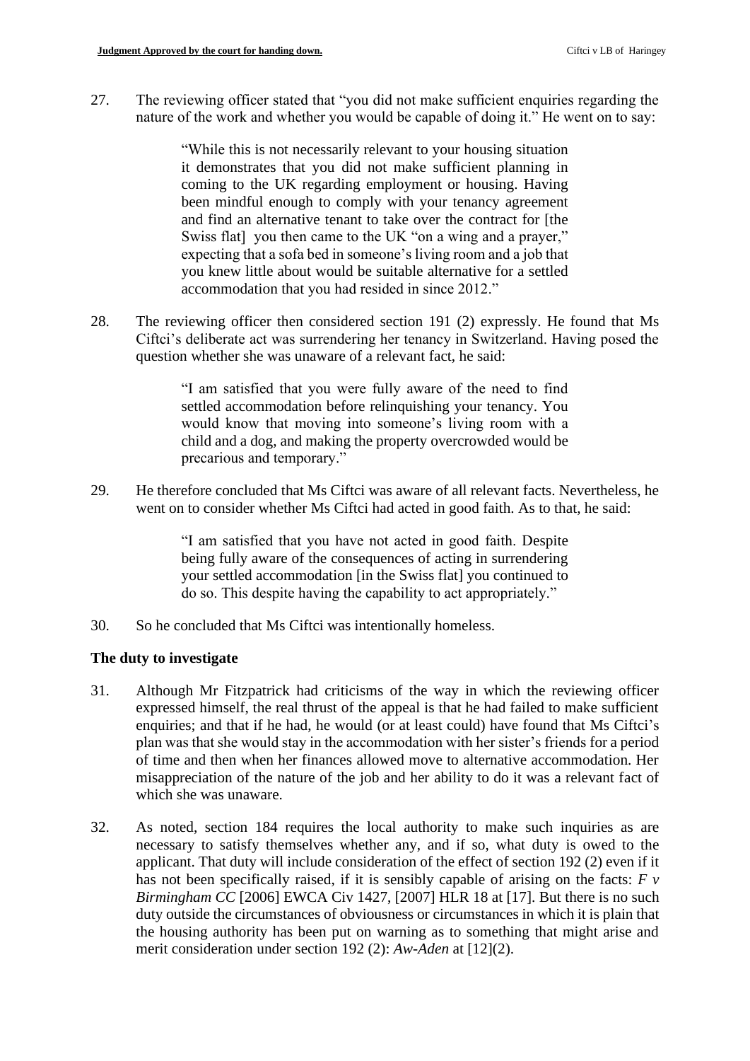27. The reviewing officer stated that "you did not make sufficient enquiries regarding the nature of the work and whether you would be capable of doing it." He went on to say:

> "While this is not necessarily relevant to your housing situation it demonstrates that you did not make sufficient planning in coming to the UK regarding employment or housing. Having been mindful enough to comply with your tenancy agreement and find an alternative tenant to take over the contract for [the Swiss flat] you then came to the UK "on a wing and a prayer," expecting that a sofa bed in someone's living room and a job that you knew little about would be suitable alternative for a settled accommodation that you had resided in since 2012."

28. The reviewing officer then considered section 191 (2) expressly. He found that Ms Ciftci's deliberate act was surrendering her tenancy in Switzerland. Having posed the question whether she was unaware of a relevant fact, he said:

> "I am satisfied that you were fully aware of the need to find settled accommodation before relinquishing your tenancy. You would know that moving into someone's living room with a child and a dog, and making the property overcrowded would be precarious and temporary."

29. He therefore concluded that Ms Ciftci was aware of all relevant facts. Nevertheless, he went on to consider whether Ms Ciftci had acted in good faith. As to that, he said:

> "I am satisfied that you have not acted in good faith. Despite being fully aware of the consequences of acting in surrendering your settled accommodation [in the Swiss flat] you continued to do so. This despite having the capability to act appropriately."

30. So he concluded that Ms Ciftci was intentionally homeless.

**The duty to investigate**

31. Although Mr Fitzpatrick had criticisms of the way in which the reviewing officer expressed himself, the real thrust of the appeal is that he had failed to make sufficient enquiries; and that if he had, he would (or at least could) have found that Ms Ciftci's plan was that she would stay in the accommodation with her sister's friends for a period of time and then when her finances allowed move to alternative accommodation. Her misappreciation of the nature of the job and her ability to do it was a relevant fact of which she was unaware.

32. As noted, section 184 requires the local authority to make such inquiries as are necessary to satisfy themselves whether any, and if so, what duty is owed to the applicant. That duty will include consideration of the effect of section 192 (2) even if it has not been specifically raised, if it is sensibly capable of arising on the facts: *F v Birmingham CC* [2006] EWCA Civ 1427, [2007] HLR 18 at [17]. But there is no such duty outside the circumstances of obviousness or circumstances in which it is plain that the housing authority has been put on warning as to something that might arise and merit consideration under section 192 (2): *Aw-Aden* at [12](2).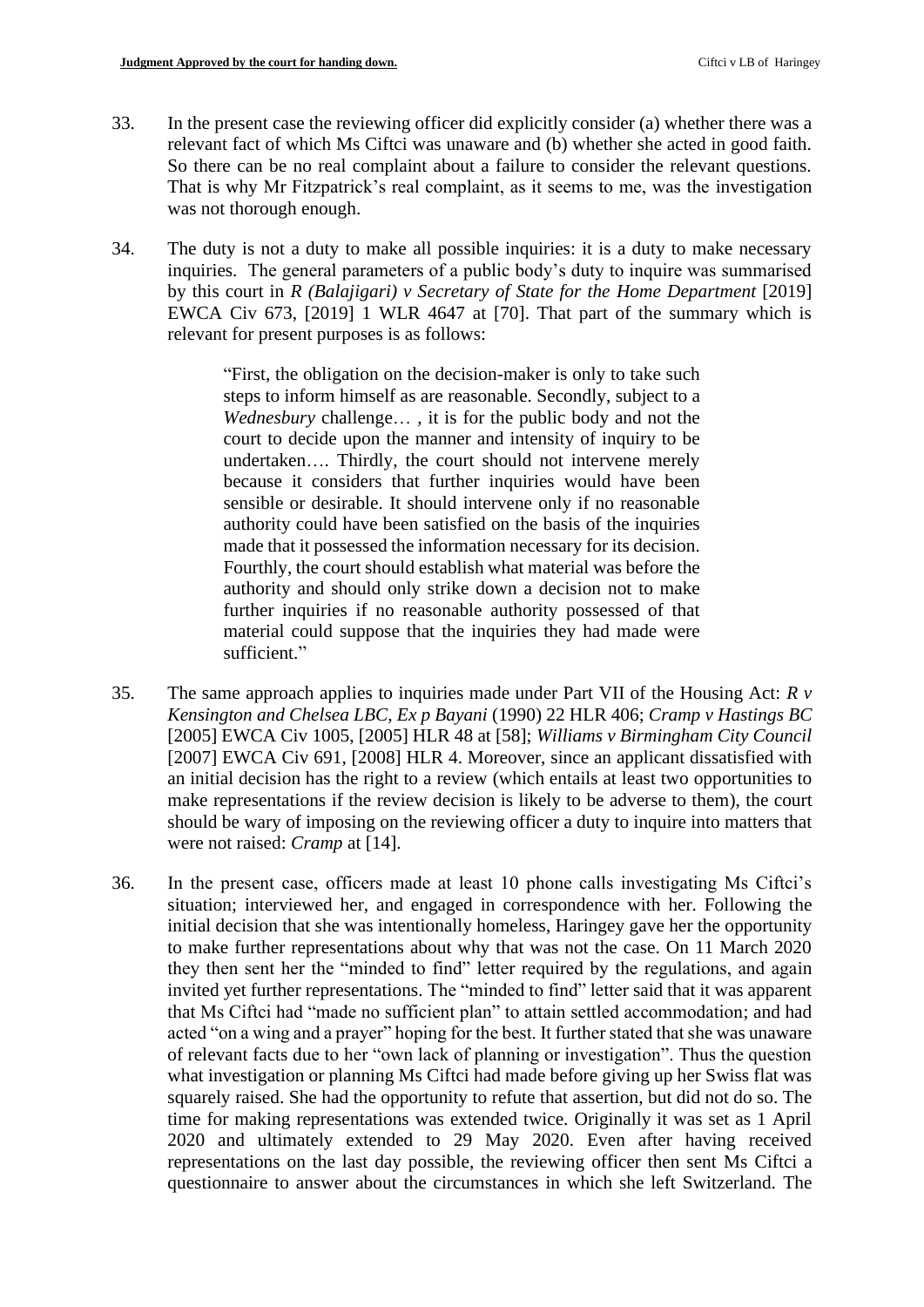33. In the present case the reviewing officer did explicitly consider (a) whether there was a relevant fact of which Ms Ciftci was unaware and (b) whether she acted in good faith. So there can be no real complaint about a failure to consider the relevant questions. That is why Mr Fitzpatrick's real complaint, as it seems to me, was the investigation was not thorough enough.

34. The duty is not a duty to make all possible inquiries: it is a duty to make necessary inquiries. The general parameters of a public body's duty to inquire was summarised by this court in *R (Balajigari) v Secretary of State for the Home Department* [2019] EWCA Civ 673, [2019] 1 WLR 4647 at [70]. That part of the summary which is relevant for present purposes is as follows:

> "First, the obligation on the decision-maker is only to take such steps to inform himself as are reasonable. Secondly, subject to a *Wednesbury* challenge… , it is for the public body and not the court to decide upon the manner and intensity of inquiry to be undertaken…. Thirdly, the court should not intervene merely because it considers that further inquiries would have been sensible or desirable. It should intervene only if no reasonable authority could have been satisfied on the basis of the inquiries made that it possessed the information necessary for its decision. Fourthly, the court should establish what material was before the authority and should only strike down a decision not to make further inquiries if no reasonable authority possessed of that material could suppose that the inquiries they had made were sufficient."

35. The same approach applies to inquiries made under Part VII of the Housing Act: *R v Kensington and Chelsea LBC, Ex p Bayani* (1990) 22 HLR 406; *Cramp v Hastings BC* [2005] EWCA Civ 1005, [2005] HLR 48 at [58]; *Williams v Birmingham City Council* [2007] EWCA Civ 691, [2008] HLR 4. Moreover, since an applicant dissatisfied with an initial decision has the right to a review (which entails at least two opportunities to make representations if the review decision is likely to be adverse to them), the court should be wary of imposing on the reviewing officer a duty to inquire into matters that were not raised: *Cramp* at [14].

36. In the present case, officers made at least 10 phone calls investigating Ms Ciftci's situation; interviewed her, and engaged in correspondence with her. Following the initial decision that she was intentionally homeless, Haringey gave her the opportunity to make further representations about why that was not the case. On 11 March 2020 they then sent her the "minded to find" letter required by the regulations, and again invited yet further representations. The "minded to find" letter said that it was apparent that Ms Ciftci had "made no sufficient plan" to attain settled accommodation; and had acted "on a wing and a prayer" hoping for the best. It further stated that she was unaware of relevant facts due to her "own lack of planning or investigation". Thus the question what investigation or planning Ms Ciftci had made before giving up her Swiss flat was squarely raised. She had the opportunity to refute that assertion, but did not do so. The time for making representations was extended twice. Originally it was set as 1 April 2020 and ultimately extended to 29 May 2020. Even after having received representations on the last day possible, the reviewing officer then sent Ms Ciftci a questionnaire to answer about the circumstances in which she left Switzerland. The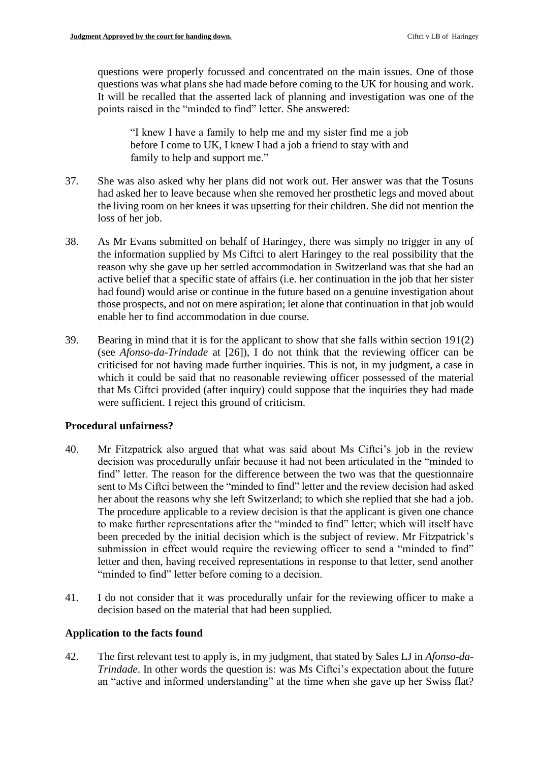questions were properly focussed and concentrated on the main issues. One of those questions was what plans she had made before coming to the UK for housing and work. It will be recalled that the asserted lack of planning and investigation was one of the points raised in the "minded to find" letter. She answered:

> "I knew I have a family to help me and my sister find me a job before I come to UK, I knew I had a job a friend to stay with and family to help and support me."

37. She was also asked why her plans did not work out. Her answer was that the Tosuns had asked her to leave because when she removed her prosthetic legs and moved about the living room on her knees it was upsetting for their children. She did not mention the loss of her job.

38. As Mr Evans submitted on behalf of Haringey, there was simply no trigger in any of the information supplied by Ms Ciftci to alert Haringey to the real possibility that the reason why she gave up her settled accommodation in Switzerland was that she had an active belief that a specific state of affairs (i.e. her continuation in the job that her sister had found) would arise or continue in the future based on a genuine investigation about those prospects, and not on mere aspiration; let alone that continuation in that job would enable her to find accommodation in due course.

39. Bearing in mind that it is for the applicant to show that she falls within section 191(2) (see *Afonso-da-Trindade* at [26]), I do not think that the reviewing officer can be criticised for not having made further inquiries. This is not, in my judgment, a case in which it could be said that no reasonable reviewing officer possessed of the material that Ms Ciftci provided (after inquiry) could suppose that the inquiries they had made were sufficient. I reject this ground of criticism.

## Procedural unfairness?

40. Mr Fitzpatrick also argued that what was said about Ms Ciftci's job in the review decision was procedurally unfair because it had not been articulated in the "minded to find" letter. The reason for the difference between the two was that the questionnaire sent to Ms Ciftci between the "minded to find" letter and the review decision had asked her about the reasons why she left Switzerland; to which she replied that she had a job. The procedure applicable to a review decision is that the applicant is given one chance to make further representations after the "minded to find" letter; which will itself have been preceded by the initial decision which is the subject of review. Mr Fitzpatrick's submission in effect would require the reviewing officer to send a "minded to find" letter and then, having received representations in response to that letter, send another "minded to find" letter before coming to a decision.

41. I do not consider that it was procedurally unfair for the reviewing officer to make a decision based on the material that had been supplied.

## Application to the facts found

42. The first relevant test to apply is, in my judgment, that stated by Sales LJ in *Afonso-da-Trindade*. In other words the question is: was Ms Ciftci's expectation about the future an "active and informed understanding" at the time when she gave up her Swiss flat?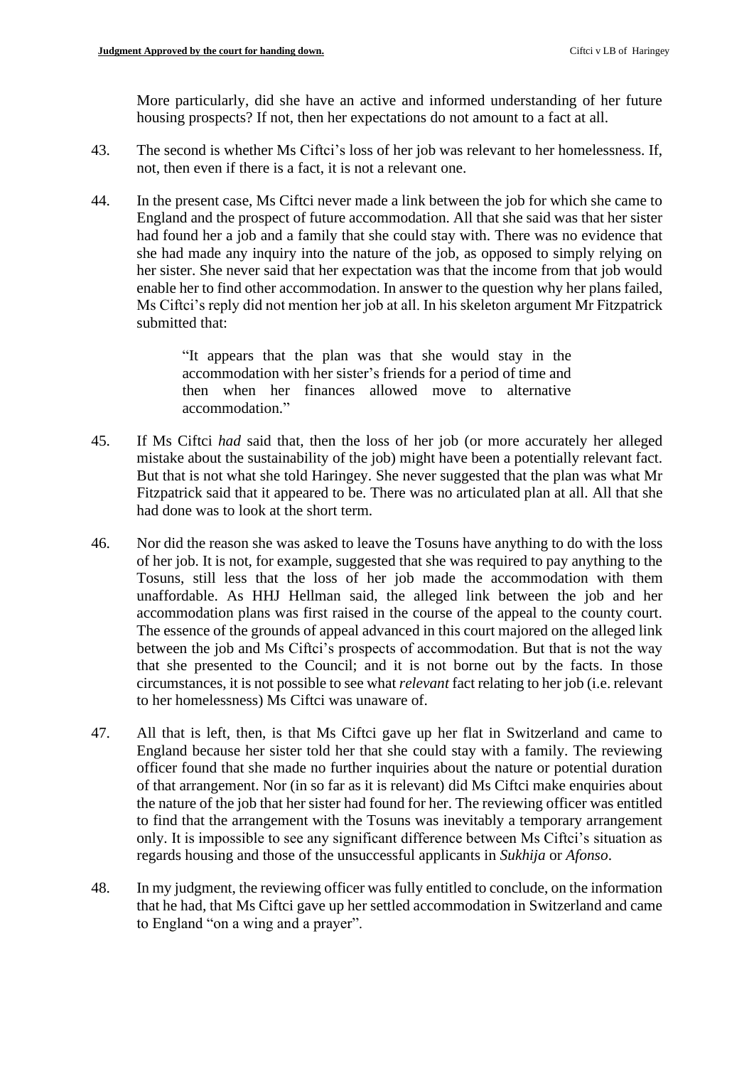More particularly, did she have an active and informed understanding of her future housing prospects? If not, then her expectations do not amount to a fact at all.

43. The second is whether Ms Ciftci's loss of her job was relevant to her homelessness. If, not, then even if there is a fact, it is not a relevant one.

44. In the present case, Ms Ciftci never made a link between the job for which she came to England and the prospect of future accommodation. All that she said was that her sister had found her a job and a family that she could stay with. There was no evidence that she had made any inquiry into the nature of the job, as opposed to simply relying on her sister. She never said that her expectation was that the income from that job would enable her to find other accommodation. In answer to the question why her plans failed, Ms Ciftci's reply did not mention her job at all. In his skeleton argument Mr Fitzpatrick submitted that:

> "It appears that the plan was that she would stay in the accommodation with her sister's friends for a period of time and then when her finances allowed move to alternative accommodation."

45. If Ms Ciftci *had* said that, then the loss of her job (or more accurately her alleged mistake about the sustainability of the job) might have been a potentially relevant fact. But that is not what she told Haringey. She never suggested that the plan was what Mr Fitzpatrick said that it appeared to be. There was no articulated plan at all. All that she had done was to look at the short term.

46. Nor did the reason she was asked to leave the Tosuns have anything to do with the loss of her job. It is not, for example, suggested that she was required to pay anything to the Tosuns, still less that the loss of her job made the accommodation with them unaffordable. As HHJ Hellman said, the alleged link between the job and her accommodation plans was first raised in the course of the appeal to the county court. The essence of the grounds of appeal advanced in this court majored on the alleged link between the job and Ms Ciftci's prospects of accommodation. But that is not the way that she presented to the Council; and it is not borne out by the facts. In those circumstances, it is not possible to see what *relevant* fact relating to her job (i.e. relevant to her homelessness) Ms Ciftci was unaware of.

47. All that is left, then, is that Ms Ciftci gave up her flat in Switzerland and came to England because her sister told her that she could stay with a family. The reviewing officer found that she made no further inquiries about the nature or potential duration of that arrangement. Nor (in so far as it is relevant) did Ms Ciftci make enquiries about the nature of the job that her sister had found for her. The reviewing officer was entitled to find that the arrangement with the Tosuns was inevitably a temporary arrangement only. It is impossible to see any significant difference between Ms Ciftci's situation as regards housing and those of the unsuccessful applicants in *Sukhija* or *Afonso*.

48. In my judgment, the reviewing officer was fully entitled to conclude, on the information that he had, that Ms Ciftci gave up her settled accommodation in Switzerland and came to England "on a wing and a prayer".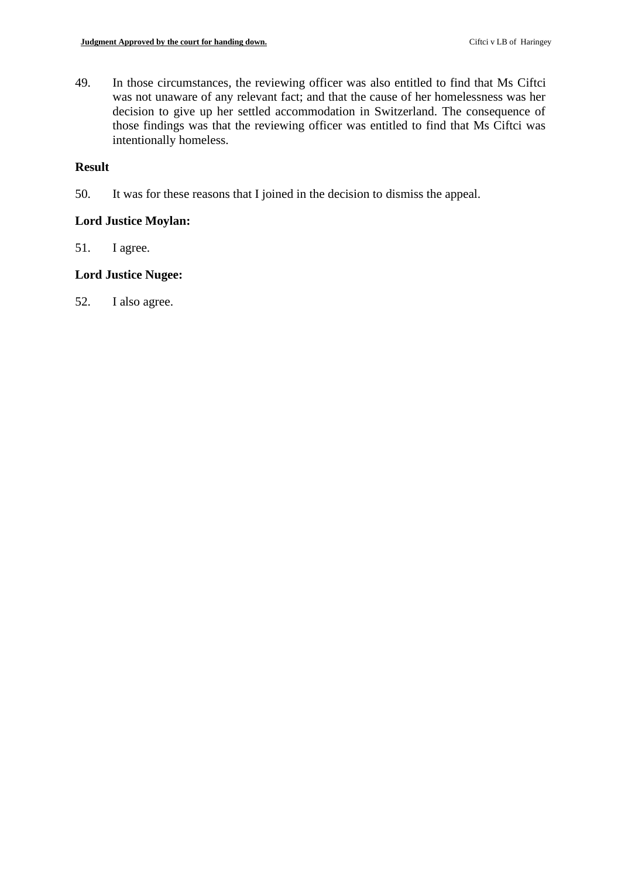49. In those circumstances, the reviewing officer was also entitled to find that Ms Ciftci was not unaware of any relevant fact; and that the cause of her homelessness was her decision to give up her settled accommodation in Switzerland. The consequence of those findings was that the reviewing officer was entitled to find that Ms Ciftci was intentionally homeless.

**Result**

50. It was for these reasons that I joined in the decision to dismiss the appeal.

**Lord Justice Moylan:**

51. I agree.

**Lord Justice Nugee:**

52. I also agree.